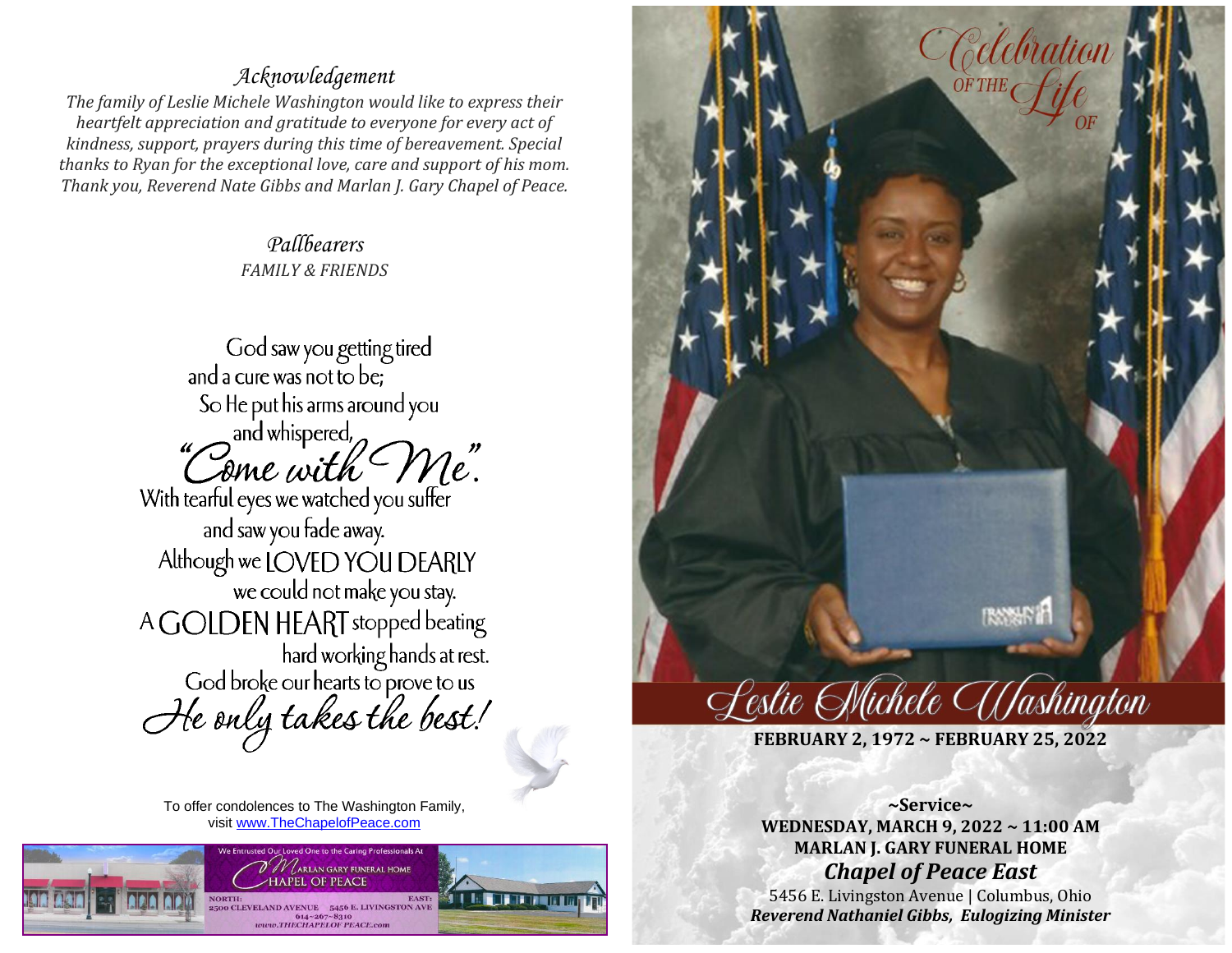## *Acknowledgement*

*The family of Leslie Michele Washington would like to express their heartfelt appreciation and gratitude to everyone for every act of kindness, support, prayers during this time of bereavement. Special thanks to Ryan for the exceptional love, care and support of his mom. Thank you, Reverend Nate Gibbs and Marlan J. Gary Chapel of Peace.*

## *Pallbearers*

*FAMILY & FRIENDS*

God saw you getting tired
and a cure was not to be;
So He put his arms around you
and whispered,
"Come with Me".
With tearful eyes we watched you suffer
and saw you fade away.
Although we LOVED YOU DEARLY
we could not make you stay.
A GOLDEN HEART stopped beating
hard working hands at rest.
God broke our hearts to prove to us
He only takes the best!

To offer condolences to The Washington Family,
visit www.TheChapelofPeace.com

We Entrusted Our Loved One to the Caring Professionals At
MARLAN GARY FUNERAL HOME
CHAPEL OF PEACE
NORTH: 2500 CLEVELAND AVENUE
EAST: 5456 E. LIVINGSTON AVE
614-267-8310
www.THECHAPELOFPEACE.com

# Celebration of the Life of

# Leslie Michele Washington

**FEBRUARY 2, 1972 ~ FEBRUARY 25, 2022**

**~Service~**
**WEDNESDAY, MARCH 9, 2022 ~ 11:00 AM**
**MARLAN J. GARY FUNERAL HOME**
***Chapel of Peace East***
5456 E. Livingston Avenue | Columbus, Ohio
***Reverend Nathaniel Gibbs, Eulogizing Minister***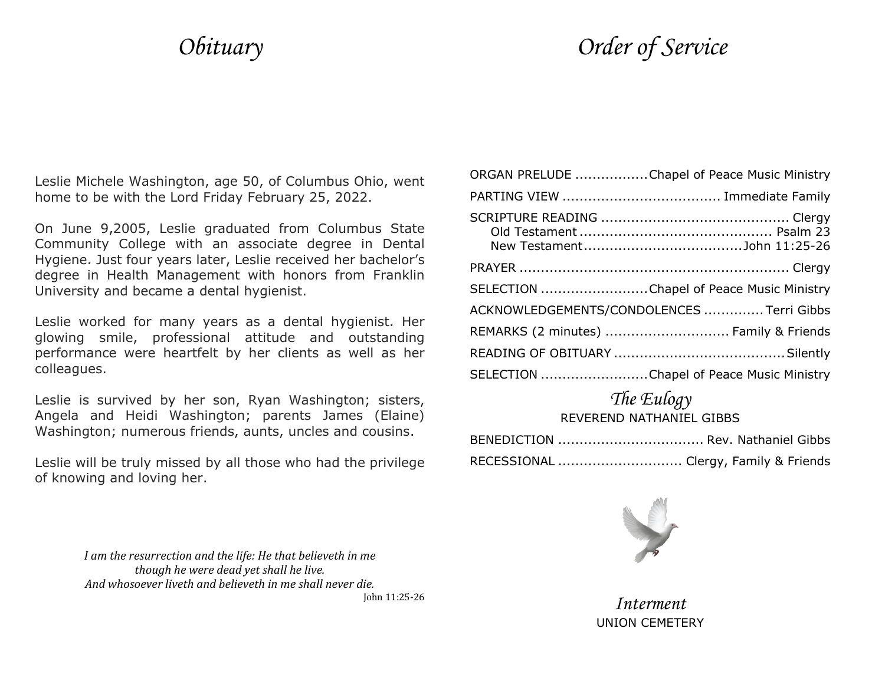# Obituary

Leslie Michele Washington, age 50, of Columbus Ohio, went home to be with the Lord Friday February 25, 2022.

On June 9,2005, Leslie graduated from Columbus State Community College with an associate degree in Dental Hygiene. Just four years later, Leslie received her bachelor's degree in Health Management with honors from Franklin University and became a dental hygienist.

Leslie worked for many years as a dental hygienist. Her glowing smile, professional attitude and outstanding performance were heartfelt by her clients as well as her colleagues.

Leslie is survived by her son, Ryan Washington; sisters, Angela and Heidi Washington; parents James (Elaine) Washington; numerous friends, aunts, uncles and cousins.

Leslie will be truly missed by all those who had the privilege of knowing and loving her.

*I am the resurrection and the life: He that believeth in me though he were dead yet shall he live.*
*And whosoever liveth and believeth in me shall never die.*

John 11:25-26

# Order of Service

ORGAN PRELUDE ................. Chapel of Peace Music Ministry

PARTING VIEW .................................... Immediate Family

SCRIPTURE READING ........................................... Clergy
- Old Testament ............................................ Psalm 23
- New Testament .................................... John 11:25-26

PRAYER .............................................................. Clergy

SELECTION ......................... Chapel of Peace Music Ministry

ACKNOWLEDGEMENTS/CONDOLENCES .............. Terri Gibbs

REMARKS (2 minutes) ............................. Family & Friends

READING OF OBITUARY ........................................ Silently

SELECTION ......................... Chapel of Peace Music Ministry

## *The Eulogy*

REVEREND NATHANIEL GIBBS

BENEDICTION ................................. Rev. Nathaniel Gibbs

RECESSIONAL ............................ Clergy, Family & Friends

## *Interment*

UNION CEMETERY